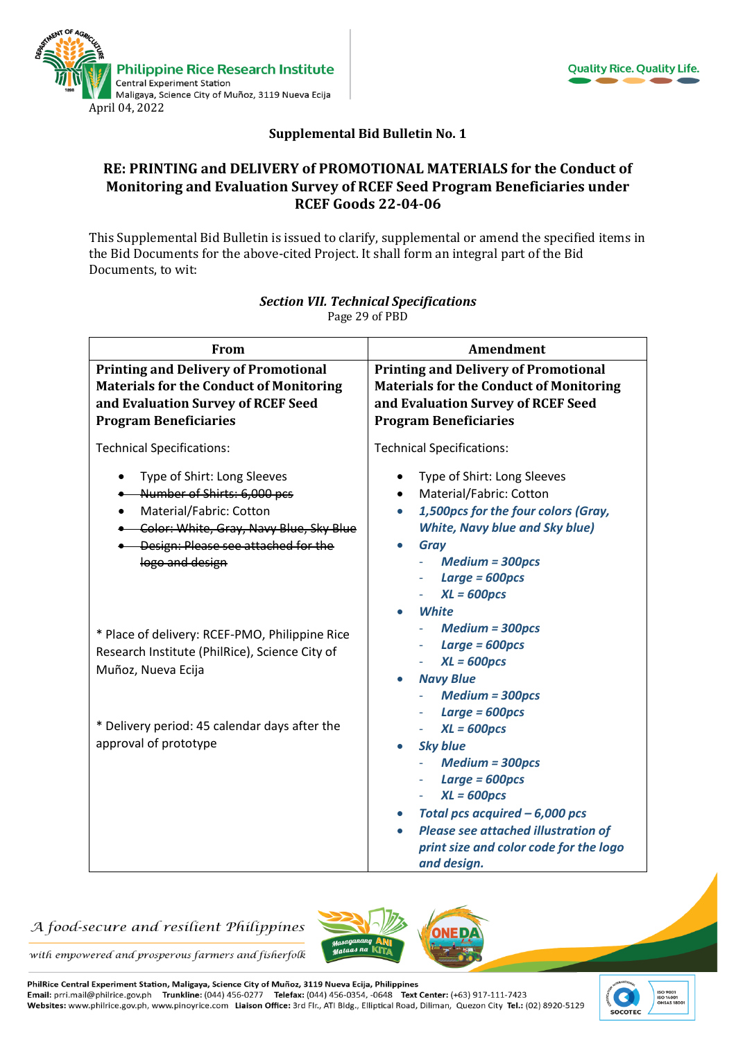April 04, 2022

**Supplemental Bid Bulletin No. 1**

**RE: PRINTING and DELIVERY of PROMOTIONAL MATERIALS for the Conduct of Monitoring and Evaluation Survey of RCEF Seed Program Beneficiaries under RCEF Goods 22-04-06**

This Supplemental Bid Bulletin is issued to clarify, supplemental or amend the specified items in the Bid Documents for the above-cited Project. It shall form an integral part of the Bid Documents, to wit:

***Section VII. Technical Specifications***
Page 29 of PBD

| From | Amendment |
|---|---|
| **Printing and Delivery of Promotional Materials for the Conduct of Monitoring and Evaluation Survey of RCEF Seed Program Beneficiaries**<br><br>Technical Specifications:<br><br>• Type of Shirt: Long Sleeves<br>• ~~Number of Shirts: 6,000 pcs~~<br>• Material/Fabric: Cotton<br>• ~~Color: White, Gray, Navy Blue, Sky Blue~~<br>• ~~Design: Please see attached for the logo and design~~<br><br>* Place of delivery: RCEF-PMO, Philippine Rice Research Institute (PhilRice), Science City of Muñoz, Nueva Ecija<br><br>* Delivery period: 45 calendar days after the approval of prototype | **Printing and Delivery of Promotional Materials for the Conduct of Monitoring and Evaluation Survey of RCEF Seed Program Beneficiaries**<br><br>Technical Specifications:<br><br>• Type of Shirt: Long Sleeves<br>• Material/Fabric: Cotton<br>• ***1,500pcs for the four colors (Gray, White, Navy blue and Sky blue)***<br>• ***Gray***<br>  - ***Medium = 300pcs***<br>  - ***Large = 600pcs***<br>  - ***XL = 600pcs***<br>• ***White***<br>  - ***Medium = 300pcs***<br>  - ***Large = 600pcs***<br>  - ***XL = 600pcs***<br>• ***Navy Blue***<br>  - ***Medium = 300pcs***<br>  - ***Large = 600pcs***<br>  - ***XL = 600pcs***<br>• ***Sky blue***<br>  - ***Medium = 300pcs***<br>  - ***Large = 600pcs***<br>  - ***XL = 600pcs***<br>• ***Total pcs acquired – 6,000 pcs***<br>• ***Please see attached illustration of print size and color code for the logo and design.*** |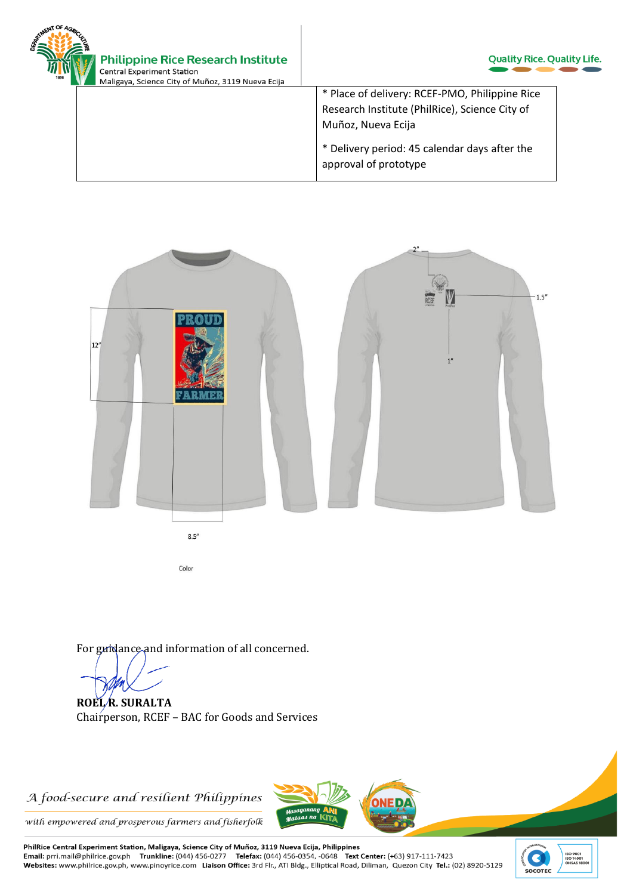| | |
|---|---|
| | * Place of delivery: RCEF-PMO, Philippine Rice Research Institute (PhilRice), Science City of Muñoz, Nueva Ecija<br><br>* Delivery period: 45 calendar days after the approval of prototype |

12"

8.5"

2"

1.5"

1"

Color

For guidance and information of all concerned.

**ROEL R. SURALTA**
Chairperson, RCEF – BAC for Goods and Services